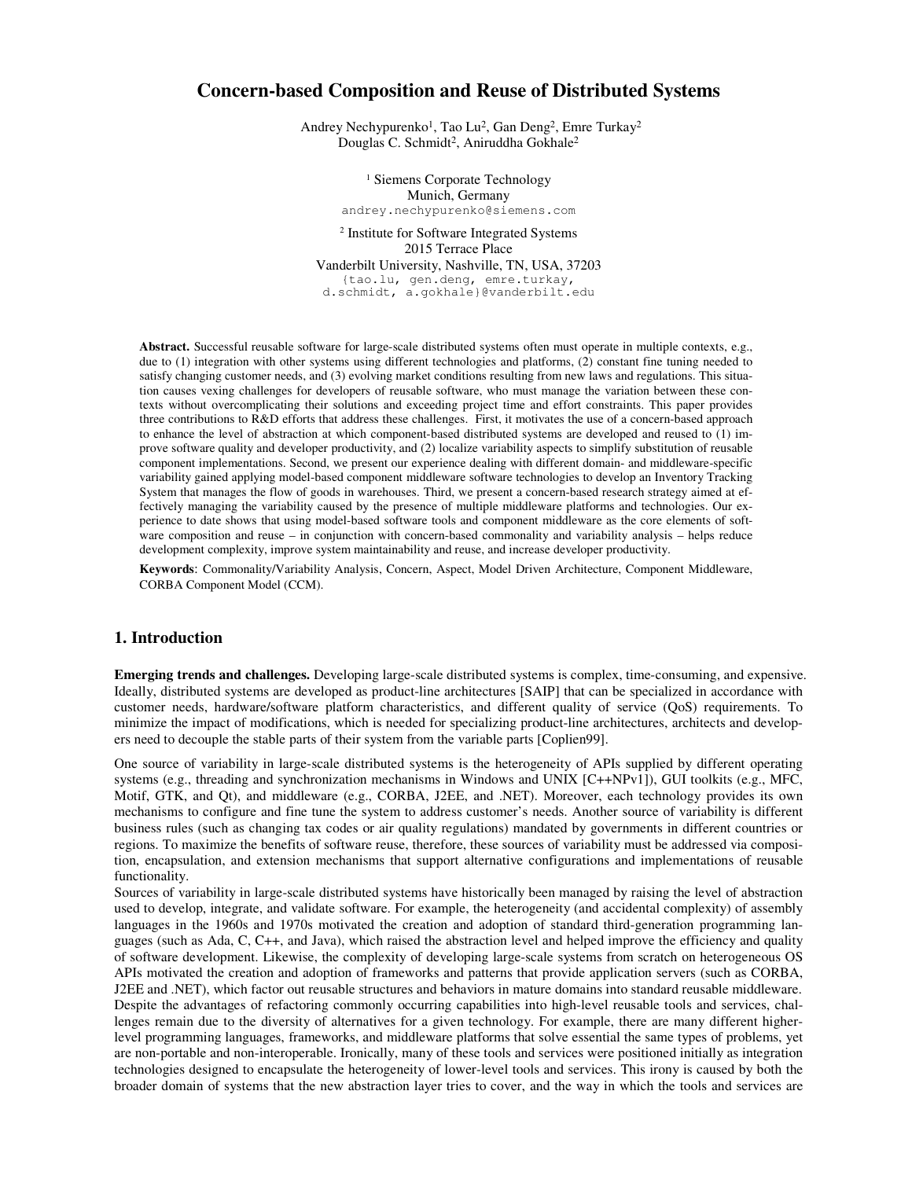# Concern-based Composition and Reuse of Distributed Systems

Andrey Nechypurenko[1], Tao Lu[2], Gan Deng[2], Emre Turkay[2]
Douglas C. Schmidt[2], Aniruddha Gokhale[2]

[1] Siemens Corporate Technology
Munich, Germany
andrey.nechypurenko@siemens.com

[2] Institute for Software Integrated Systems
2015 Terrace Place
Vanderbilt University, Nashville, TN, USA, 37203
{tao.lu, gan.deng, emre.turkay,
d.schmidt, a.gokhale}@vanderbilt.edu

**Abstract.** Successful reusable software for large-scale distributed systems often must operate in multiple contexts, e.g., due to (1) integration with other systems using different technologies and platforms, (2) constant fine tuning needed to satisfy changing customer needs, and (3) evolving market conditions resulting from new laws and regulations. This situation causes vexing challenges for developers of reusable software, who must manage the variation between these contexts without overcomplicating their solutions and exceeding project time and effort constraints. This paper provides three contributions to R&D efforts that address these challenges. First, it motivates the use of a concern-based approach to enhance the level of abstraction at which component-based distributed systems are developed and reused to (1) improve software quality and developer productivity, and (2) localize variability aspects to simplify substitution of reusable component implementations. Second, we present our experience dealing with different domain- and middleware-specific variability gained applying model-based component middleware software technologies to develop an Inventory Tracking System that manages the flow of goods in warehouses. Third, we present a concern-based research strategy aimed at effectively managing the variability caused by the presence of multiple middleware platforms and technologies. Our experience to date shows that using model-based software tools and component middleware as the core elements of software composition and reuse – in conjunction with concern-based commonality and variability analysis – helps reduce development complexity, improve system maintainability and reuse, and increase developer productivity.

**Keywords**: Commonality/Variability Analysis, Concern, Aspect, Model Driven Architecture, Component Middleware, CORBA Component Model (CCM).

## 1. Introduction

**Emerging trends and challenges.** Developing large-scale distributed systems is complex, time-consuming, and expensive. Ideally, distributed systems are developed as product-line architectures [SAIP] that can be specialized in accordance with customer needs, hardware/software platform characteristics, and different quality of service (QoS) requirements. To minimize the impact of modifications, which is needed for specializing product-line architectures, architects and developers need to decouple the stable parts of their system from the variable parts [Coplien99].

One source of variability in large-scale distributed systems is the heterogeneity of APIs supplied by different operating systems (e.g., threading and synchronization mechanisms in Windows and UNIX [C++NPv1]), GUI toolkits (e.g., MFC, Motif, GTK, and Qt), and middleware (e.g., CORBA, J2EE, and .NET). Moreover, each technology provides its own mechanisms to configure and fine tune the system to address customer's needs. Another source of variability is different business rules (such as changing tax codes or air quality regulations) mandated by governments in different countries or regions. To maximize the benefits of software reuse, therefore, these sources of variability must be addressed via composition, encapsulation, and extension mechanisms that support alternative configurations and implementations of reusable functionality.

Sources of variability in large-scale distributed systems have historically been managed by raising the level of abstraction used to develop, integrate, and validate software. For example, the heterogeneity (and accidental complexity) of assembly languages in the 1960s and 1970s motivated the creation and adoption of standard third-generation programming languages (such as Ada, C, C++, and Java), which raised the abstraction level and helped improve the efficiency and quality of software development. Likewise, the complexity of developing large-scale systems from scratch on heterogeneous OS APIs motivated the creation and adoption of frameworks and patterns that provide application servers (such as CORBA, J2EE and .NET), which factor out reusable structures and behaviors in mature domains into standard reusable middleware. Despite the advantages of refactoring commonly occurring capabilities into high-level reusable tools and services, challenges remain due to the diversity of alternatives for a given technology. For example, there are many different higher-level programming languages, frameworks, and middleware platforms that solve essential the same types of problems, yet are non-portable and non-interoperable. Ironically, many of these tools and services were positioned initially as integration technologies designed to encapsulate the heterogeneity of lower-level tools and services. This irony is caused by both the broader domain of systems that the new abstraction layer tries to cover, and the way in which the tools and services are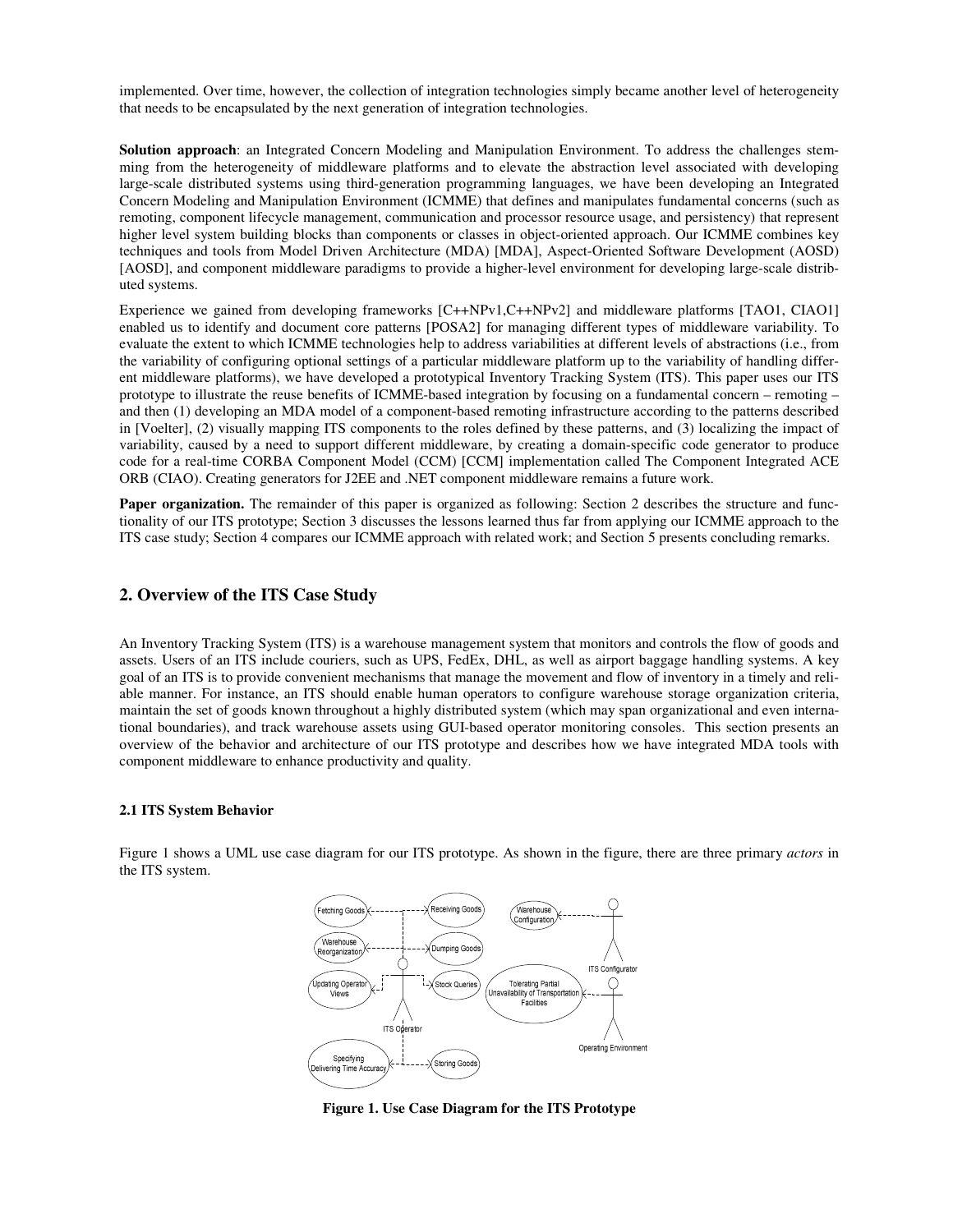implemented. Over time, however, the collection of integration technologies simply became another level of heterogeneity that needs to be encapsulated by the next generation of integration technologies.

**Solution approach**: an Integrated Concern Modeling and Manipulation Environment. To address the challenges stemming from the heterogeneity of middleware platforms and to elevate the abstraction level associated with developing large-scale distributed systems using third-generation programming languages, we have been developing an Integrated Concern Modeling and Manipulation Environment (ICMME) that defines and manipulates fundamental concerns (such as remoting, component lifecycle management, communication and processor resource usage, and persistency) that represent higher level system building blocks than components or classes in object-oriented approach. Our ICMME combines key techniques and tools from Model Driven Architecture (MDA) [MDA], Aspect-Oriented Software Development (AOSD) [AOSD], and component middleware paradigms to provide a higher-level environment for developing large-scale distributed systems.

Experience we gained from developing frameworks [C++NPv1,C++NPv2] and middleware platforms [TAO1, CIAO1] enabled us to identify and document core patterns [POSA2] for managing different types of middleware variability. To evaluate the extent to which ICMME technologies help to address variabilities at different levels of abstractions (i.e., from the variability of configuring optional settings of a particular middleware platform up to the variability of handling different middleware platforms), we have developed a prototypical Inventory Tracking System (ITS). This paper uses our ITS prototype to illustrate the reuse benefits of ICMME-based integration by focusing on a fundamental concern – remoting – and then (1) developing an MDA model of a component-based remoting infrastructure according to the patterns described in [Voelter], (2) visually mapping ITS components to the roles defined by these patterns, and (3) localizing the impact of variability, caused by a need to support different middleware, by creating a domain-specific code generator to produce code for a real-time CORBA Component Model (CCM) [CCM] implementation called The Component Integrated ACE ORB (CIAO). Creating generators for J2EE and .NET component middleware remains a future work.

**Paper organization.** The remainder of this paper is organized as following: Section 2 describes the structure and functionality of our ITS prototype; Section 3 discusses the lessons learned thus far from applying our ICMME approach to the ITS case study; Section 4 compares our ICMME approach with related work; and Section 5 presents concluding remarks.

## 2. Overview of the ITS Case Study

An Inventory Tracking System (ITS) is a warehouse management system that monitors and controls the flow of goods and assets. Users of an ITS include couriers, such as UPS, FedEx, DHL, as well as airport baggage handling systems. A key goal of an ITS is to provide convenient mechanisms that manage the movement and flow of inventory in a timely and reliable manner. For instance, an ITS should enable human operators to configure warehouse storage organization criteria, maintain the set of goods known throughout a highly distributed system (which may span organizational and even international boundaries), and track warehouse assets using GUI-based operator monitoring consoles. This section presents an overview of the behavior and architecture of our ITS prototype and describes how we have integrated MDA tools with component middleware to enhance productivity and quality.

### 2.1 ITS System Behavior

Figure 1 shows a UML use case diagram for our ITS prototype. As shown in the figure, there are three primary *actors* in the ITS system.

**Figure 1. Use Case Diagram for the ITS Prototype**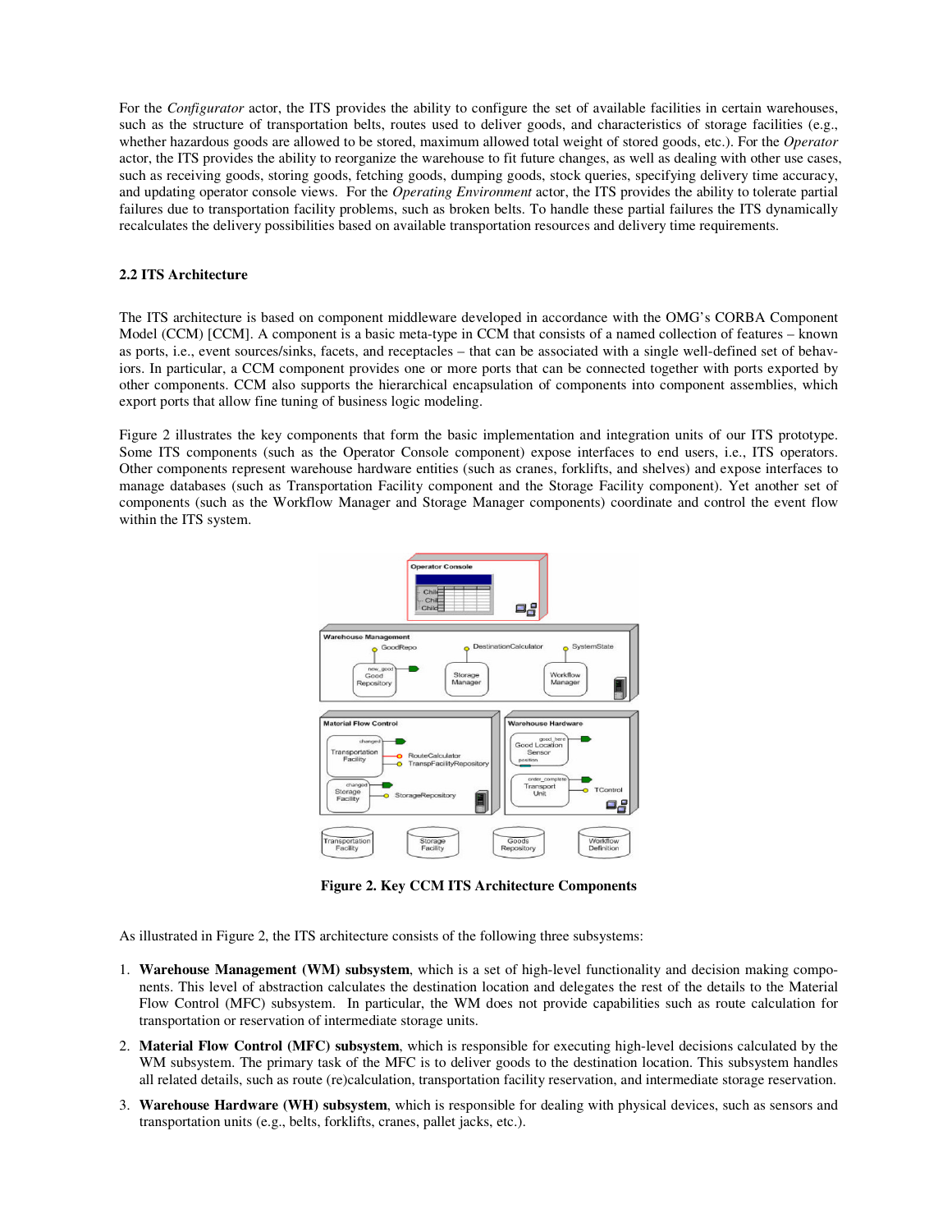For the *Configurator* actor, the ITS provides the ability to configure the set of available facilities in certain warehouses, such as the structure of transportation belts, routes used to deliver goods, and characteristics of storage facilities (e.g., whether hazardous goods are allowed to be stored, maximum allowed total weight of stored goods, etc.). For the *Operator* actor, the ITS provides the ability to reorganize the warehouse to fit future changes, as well as dealing with other use cases, such as receiving goods, storing goods, fetching goods, dumping goods, stock queries, specifying delivery time accuracy, and updating operator console views. For the *Operating Environment* actor, the ITS provides the ability to tolerate partial failures due to transportation facility problems, such as broken belts. To handle these partial failures the ITS dynamically recalculates the delivery possibilities based on available transportation resources and delivery time requirements.

### 2.2 ITS Architecture

The ITS architecture is based on component middleware developed in accordance with the OMG's CORBA Component Model (CCM) [CCM]. A component is a basic meta-type in CCM that consists of a named collection of features – known as ports, i.e., event sources/sinks, facets, and receptacles – that can be associated with a single well-defined set of behaviors. In particular, a CCM component provides one or more ports that can be connected together with ports exported by other components. CCM also supports the hierarchical encapsulation of components into component assemblies, which export ports that allow fine tuning of business logic modeling.

Figure 2 illustrates the key components that form the basic implementation and integration units of our ITS prototype. Some ITS components (such as the Operator Console component) expose interfaces to end users, i.e., ITS operators. Other components represent warehouse hardware entities (such as cranes, forklifts, and shelves) and expose interfaces to manage databases (such as Transportation Facility component and the Storage Facility component). Yet another set of components (such as the Workflow Manager and Storage Manager components) coordinate and control the event flow within the ITS system.

Operator Console

Warehouse Management
GoodRepo
DestinationCalculator
SystemState
new_good
Good Repository
Storage Manager
Workflow Manager

Material Flow Control
changed
Transportation Facility
RouteCalculator
TranspFacilityRepository
changed
Storage Facility
StorageRepository

Warehouse Hardware
good_here
Good Location Sensor
position
order_complete
Transport Unit
TControl

Transportation Facility
Storage Facility
Goods Repository
Workflow Definition

**Figure 2. Key CCM ITS Architecture Components**

As illustrated in Figure 2, the ITS architecture consists of the following three subsystems:

1. **Warehouse Management (WM) subsystem**, which is a set of high-level functionality and decision making components. This level of abstraction calculates the destination location and delegates the rest of the details to the Material Flow Control (MFC) subsystem. In particular, the WM does not provide capabilities such as route calculation for transportation or reservation of intermediate storage units.
2. **Material Flow Control (MFC) subsystem**, which is responsible for executing high-level decisions calculated by the WM subsystem. The primary task of the MFC is to deliver goods to the destination location. This subsystem handles all related details, such as route (re)calculation, transportation facility reservation, and intermediate storage reservation.
3. **Warehouse Hardware (WH) subsystem**, which is responsible for dealing with physical devices, such as sensors and transportation units (e.g., belts, forklifts, cranes, pallet jacks, etc.).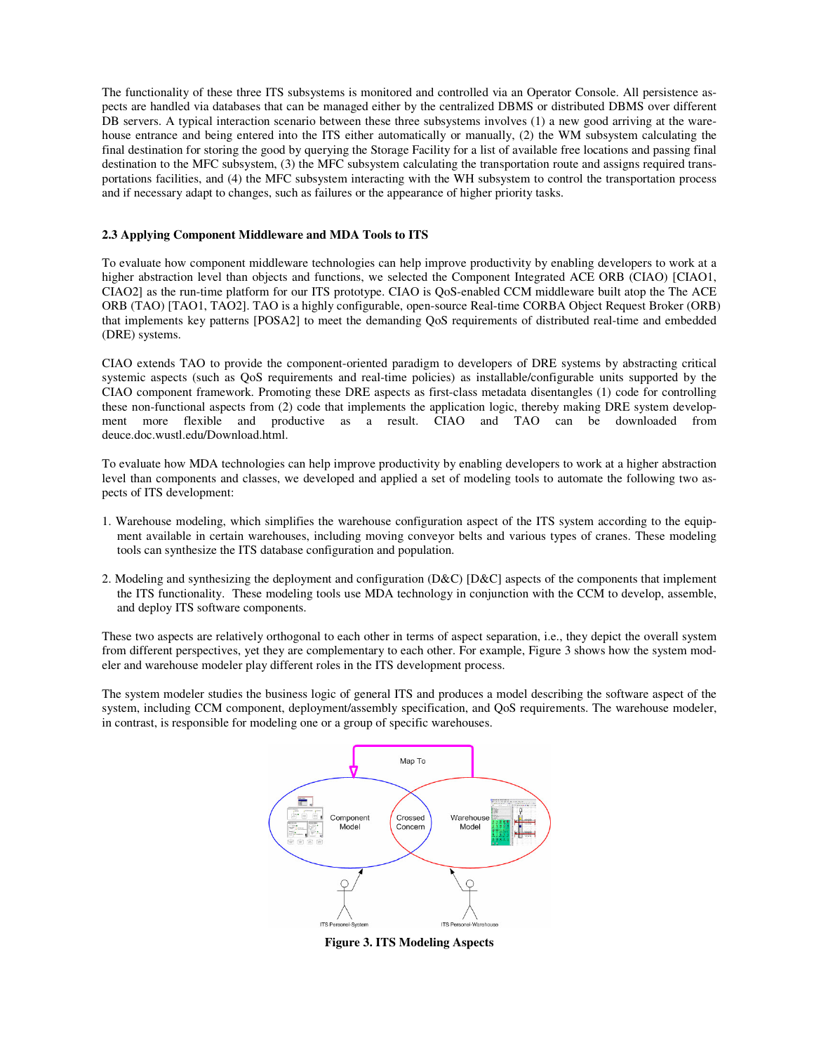The functionality of these three ITS subsystems is monitored and controlled via an Operator Console. All persistence aspects are handled via databases that can be managed either by the centralized DBMS or distributed DBMS over different DB servers. A typical interaction scenario between these three subsystems involves (1) a new good arriving at the warehouse entrance and being entered into the ITS either automatically or manually, (2) the WM subsystem calculating the final destination for storing the good by querying the Storage Facility for a list of available free locations and passing final destination to the MFC subsystem, (3) the MFC subsystem calculating the transportation route and assigns required transportations facilities, and (4) the MFC subsystem interacting with the WH subsystem to control the transportation process and if necessary adapt to changes, such as failures or the appearance of higher priority tasks.

### 2.3 Applying Component Middleware and MDA Tools to ITS

To evaluate how component middleware technologies can help improve productivity by enabling developers to work at a higher abstraction level than objects and functions, we selected the Component Integrated ACE ORB (CIAO) [CIAO1, CIAO2] as the run-time platform for our ITS prototype. CIAO is QoS-enabled CCM middleware built atop the The ACE ORB (TAO) [TAO1, TAO2]. TAO is a highly configurable, open-source Real-time CORBA Object Request Broker (ORB) that implements key patterns [POSA2] to meet the demanding QoS requirements of distributed real-time and embedded (DRE) systems.

CIAO extends TAO to provide the component-oriented paradigm to developers of DRE systems by abstracting critical systemic aspects (such as QoS requirements and real-time policies) as installable/configurable units supported by the CIAO component framework. Promoting these DRE aspects as first-class metadata disentangles (1) code for controlling these non-functional aspects from (2) code that implements the application logic, thereby making DRE system development more flexible and productive as a result. CIAO and TAO can be downloaded from deuce.doc.wustl.edu/Download.html.

To evaluate how MDA technologies can help improve productivity by enabling developers to work at a higher abstraction level than components and classes, we developed and applied a set of modeling tools to automate the following two aspects of ITS development:

1. Warehouse modeling, which simplifies the warehouse configuration aspect of the ITS system according to the equipment available in certain warehouses, including moving conveyor belts and various types of cranes. These modeling tools can synthesize the ITS database configuration and population.

2. Modeling and synthesizing the deployment and configuration (D&C) [D&C] aspects of the components that implement the ITS functionality. These modeling tools use MDA technology in conjunction with the CCM to develop, assemble, and deploy ITS software components.

These two aspects are relatively orthogonal to each other in terms of aspect separation, i.e., they depict the overall system from different perspectives, yet they are complementary to each other. For example, Figure 3 shows how the system modeler and warehouse modeler play different roles in the ITS development process.

The system modeler studies the business logic of general ITS and produces a model describing the software aspect of the system, including CCM component, deployment/assembly specification, and QoS requirements. The warehouse modeler, in contrast, is responsible for modeling one or a group of specific warehouses.

**Figure 3. ITS Modeling Aspects**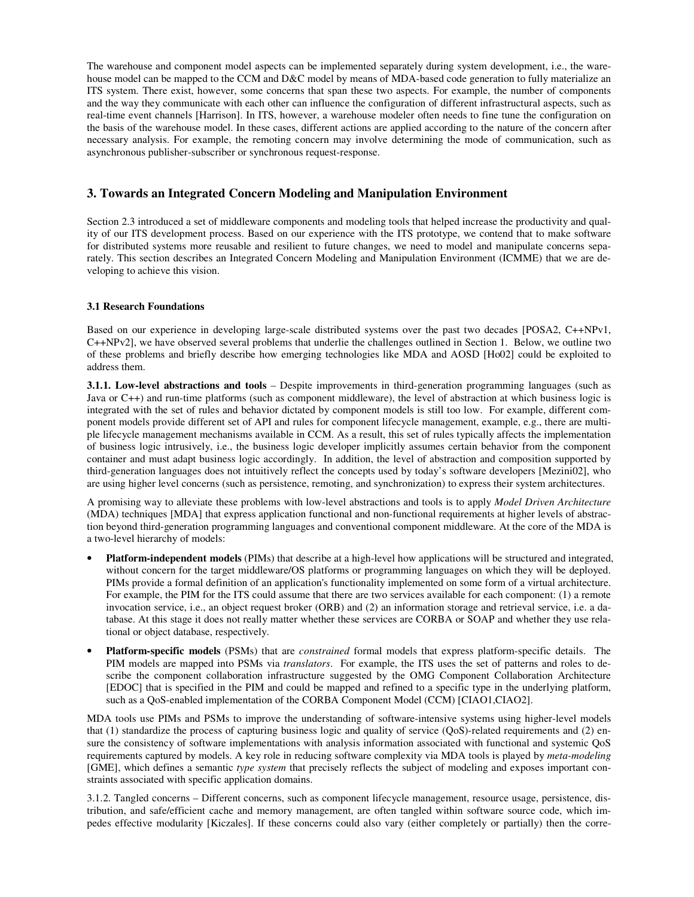The warehouse and component model aspects can be implemented separately during system development, i.e., the warehouse model can be mapped to the CCM and D&C model by means of MDA-based code generation to fully materialize an ITS system. There exist, however, some concerns that span these two aspects. For example, the number of components and the way they communicate with each other can influence the configuration of different infrastructural aspects, such as real-time event channels [Harrison]. In ITS, however, a warehouse modeler often needs to fine tune the configuration on the basis of the warehouse model. In these cases, different actions are applied according to the nature of the concern after necessary analysis. For example, the remoting concern may involve determining the mode of communication, such as asynchronous publisher-subscriber or synchronous request-response.

## 3. Towards an Integrated Concern Modeling and Manipulation Environment

Section 2.3 introduced a set of middleware components and modeling tools that helped increase the productivity and quality of our ITS development process. Based on our experience with the ITS prototype, we contend that to make software for distributed systems more reusable and resilient to future changes, we need to model and manipulate concerns separately. This section describes an Integrated Concern Modeling and Manipulation Environment (ICMME) that we are developing to achieve this vision.

### 3.1 Research Foundations

Based on our experience in developing large-scale distributed systems over the past two decades [POSA2, C++NPv1, C++NPv2], we have observed several problems that underlie the challenges outlined in Section 1. Below, we outline two of these problems and briefly describe how emerging technologies like MDA and AOSD [Ho02] could be exploited to address them.

**3.1.1. Low-level abstractions and tools** – Despite improvements in third-generation programming languages (such as Java or C++) and run-time platforms (such as component middleware), the level of abstraction at which business logic is integrated with the set of rules and behavior dictated by component models is still too low. For example, different component models provide different set of API and rules for component lifecycle management, example, e.g., there are multiple lifecycle management mechanisms available in CCM. As a result, this set of rules typically affects the implementation of business logic intrusively, i.e., the business logic developer implicitly assumes certain behavior from the component container and must adapt business logic accordingly. In addition, the level of abstraction and composition supported by third-generation languages does not intuitively reflect the concepts used by today's software developers [Mezini02], who are using higher level concerns (such as persistence, remoting, and synchronization) to express their system architectures.

A promising way to alleviate these problems with low-level abstractions and tools is to apply *Model Driven Architecture* (MDA) techniques [MDA] that express application functional and non-functional requirements at higher levels of abstraction beyond third-generation programming languages and conventional component middleware. At the core of the MDA is a two-level hierarchy of models:

- **Platform-independent models** (PIMs) that describe at a high-level how applications will be structured and integrated, without concern for the target middleware/OS platforms or programming languages on which they will be deployed. PIMs provide a formal definition of an application's functionality implemented on some form of a virtual architecture. For example, the PIM for the ITS could assume that there are two services available for each component: (1) a remote invocation service, i.e., an object request broker (ORB) and (2) an information storage and retrieval service, i.e. a database. At this stage it does not really matter whether these services are CORBA or SOAP and whether they use relational or object database, respectively.
- **Platform-specific models** (PSMs) that are *constrained* formal models that express platform-specific details. The PIM models are mapped into PSMs via *translators*. For example, the ITS uses the set of patterns and roles to describe the component collaboration infrastructure suggested by the OMG Component Collaboration Architecture [EDOC] that is specified in the PIM and could be mapped and refined to a specific type in the underlying platform, such as a QoS-enabled implementation of the CORBA Component Model (CCM) [CIAO1,CIAO2].

MDA tools use PIMs and PSMs to improve the understanding of software-intensive systems using higher-level models that (1) standardize the process of capturing business logic and quality of service (QoS)-related requirements and (2) ensure the consistency of software implementations with analysis information associated with functional and systemic QoS requirements captured by models. A key role in reducing software complexity via MDA tools is played by *meta-modeling* [GME], which defines a semantic *type system* that precisely reflects the subject of modeling and exposes important constraints associated with specific application domains.

3.1.2. Tangled concerns – Different concerns, such as component lifecycle management, resource usage, persistence, distribution, and safe/efficient cache and memory management, are often tangled within software source code, which impedes effective modularity [Kiczales]. If these concerns could also vary (either completely or partially) then the corre-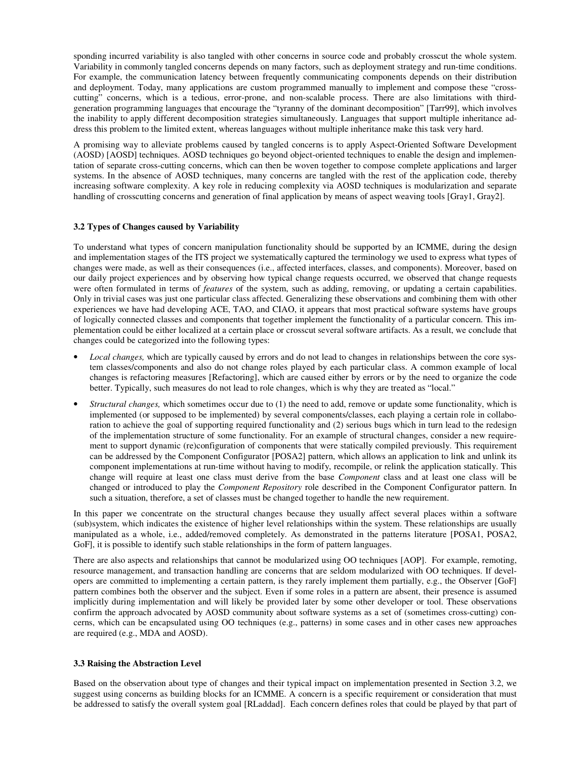sponding incurred variability is also tangled with other concerns in source code and probably crosscut the whole system. Variability in commonly tangled concerns depends on many factors, such as deployment strategy and run-time conditions. For example, the communication latency between frequently communicating components depends on their distribution and deployment. Today, many applications are custom programmed manually to implement and compose these "cross-cutting" concerns, which is a tedious, error-prone, and non-scalable process. There are also limitations with third-generation programming languages that encourage the "tyranny of the dominant decomposition" [Tarr99], which involves the inability to apply different decomposition strategies simultaneously. Languages that support multiple inheritance address this problem to the limited extent, whereas languages without multiple inheritance make this task very hard.

A promising way to alleviate problems caused by tangled concerns is to apply Aspect-Oriented Software Development (AOSD) [AOSD] techniques. AOSD techniques go beyond object-oriented techniques to enable the design and implementation of separate cross-cutting concerns, which can then be woven together to compose complete applications and larger systems. In the absence of AOSD techniques, many concerns are tangled with the rest of the application code, thereby increasing software complexity. A key role in reducing complexity via AOSD techniques is modularization and separate handling of crosscutting concerns and generation of final application by means of aspect weaving tools [Gray1, Gray2].

### 3.2 Types of Changes caused by Variability

To understand what types of concern manipulation functionality should be supported by an ICMME, during the design and implementation stages of the ITS project we systematically captured the terminology we used to express what types of changes were made, as well as their consequences (i.e., affected interfaces, classes, and components). Moreover, based on our daily project experiences and by observing how typical change requests occurred, we observed that change requests were often formulated in terms of *features* of the system, such as adding, removing, or updating a certain capabilities. Only in trivial cases was just one particular class affected. Generalizing these observations and combining them with other experiences we have had developing ACE, TAO, and CIAO, it appears that most practical software systems have groups of logically connected classes and components that together implement the functionality of a particular concern. This implementation could be either localized at a certain place or crosscut several software artifacts. As a result, we conclude that changes could be categorized into the following types:

- *Local changes,* which are typically caused by errors and do not lead to changes in relationships between the core system classes/components and also do not change roles played by each particular class. A common example of local changes is refactoring measures [Refactoring], which are caused either by errors or by the need to organize the code better. Typically, such measures do not lead to role changes, which is why they are treated as "local."
- *Structural changes,* which sometimes occur due to (1) the need to add, remove or update some functionality, which is implemented (or supposed to be implemented) by several components/classes, each playing a certain role in collaboration to achieve the goal of supporting required functionality and (2) serious bugs which in turn lead to the redesign of the implementation structure of some functionality. For an example of structural changes, consider a new requirement to support dynamic (re)configuration of components that were statically compiled previously. This requirement can be addressed by the Component Configurator [POSA2] pattern, which allows an application to link and unlink its component implementations at run-time without having to modify, recompile, or relink the application statically. This change will require at least one class must derive from the base *Component* class and at least one class will be changed or introduced to play the *Component Repository* role described in the Component Configurator pattern. In such a situation, therefore, a set of classes must be changed together to handle the new requirement.

In this paper we concentrate on the structural changes because they usually affect several places within a software (sub)system, which indicates the existence of higher level relationships within the system. These relationships are usually manipulated as a whole, i.e., added/removed completely. As demonstrated in the patterns literature [POSA1, POSA2, GoF], it is possible to identify such stable relationships in the form of pattern languages.

There are also aspects and relationships that cannot be modularized using OO techniques [AOP]. For example, remoting, resource management, and transaction handling are concerns that are seldom modularized with OO techniques. If developers are committed to implementing a certain pattern, is they rarely implement them partially, e.g., the Observer [GoF] pattern combines both the observer and the subject. Even if some roles in a pattern are absent, their presence is assumed implicitly during implementation and will likely be provided later by some other developer or tool. These observations confirm the approach advocated by AOSD community about software systems as a set of (sometimes cross-cutting) concerns, which can be encapsulated using OO techniques (e.g., patterns) in some cases and in other cases new approaches are required (e.g., MDA and AOSD).

### 3.3 Raising the Abstraction Level

Based on the observation about type of changes and their typical impact on implementation presented in Section 3.2, we suggest using concerns as building blocks for an ICMME. A concern is a specific requirement or consideration that must be addressed to satisfy the overall system goal [RLaddad]. Each concern defines roles that could be played by that part of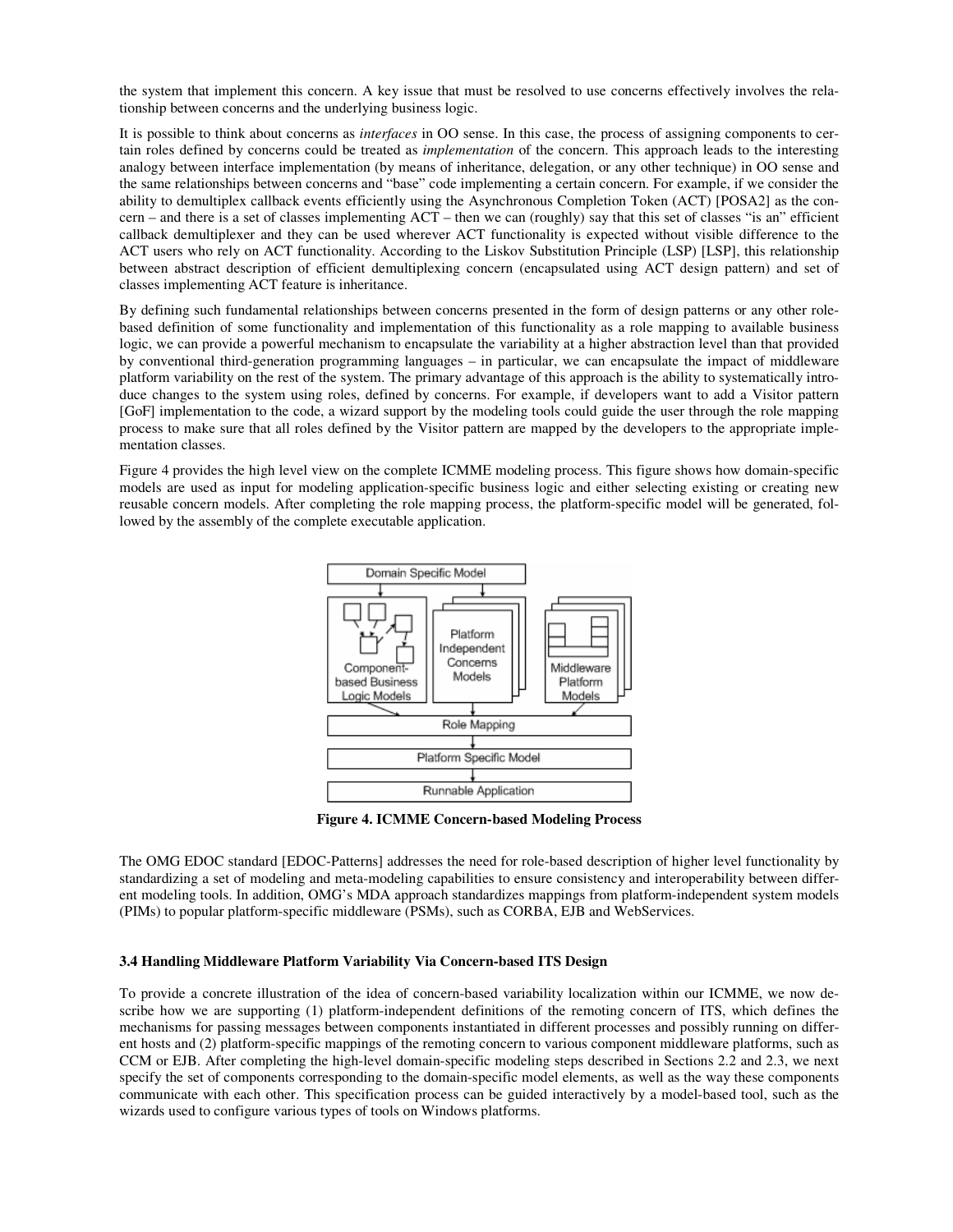the system that implement this concern. A key issue that must be resolved to use concerns effectively involves the relationship between concerns and the underlying business logic.

It is possible to think about concerns as *interfaces* in OO sense. In this case, the process of assigning components to certain roles defined by concerns could be treated as *implementation* of the concern. This approach leads to the interesting analogy between interface implementation (by means of inheritance, delegation, or any other technique) in OO sense and the same relationships between concerns and "base" code implementing a certain concern. For example, if we consider the ability to demultiplex callback events efficiently using the Asynchronous Completion Token (ACT) [POSA2] as the concern – and there is a set of classes implementing ACT – then we can (roughly) say that this set of classes "is an" efficient callback demultiplexer and they can be used wherever ACT functionality is expected without visible difference to the ACT users who rely on ACT functionality. According to the Liskov Substitution Principle (LSP) [LSP], this relationship between abstract description of efficient demultiplexing concern (encapsulated using ACT design pattern) and set of classes implementing ACT feature is inheritance.

By defining such fundamental relationships between concerns presented in the form of design patterns or any other role-based definition of some functionality and implementation of this functionality as a role mapping to available business logic, we can provide a powerful mechanism to encapsulate the variability at a higher abstraction level than that provided by conventional third-generation programming languages – in particular, we can encapsulate the impact of middleware platform variability on the rest of the system. The primary advantage of this approach is the ability to systematically introduce changes to the system using roles, defined by concerns. For example, if developers want to add a Visitor pattern [GoF] implementation to the code, a wizard support by the modeling tools could guide the user through the role mapping process to make sure that all roles defined by the Visitor pattern are mapped by the developers to the appropriate implementation classes.

Figure 4 provides the high level view on the complete ICMME modeling process. This figure shows how domain-specific models are used as input for modeling application-specific business logic and either selecting existing or creating new reusable concern models. After completing the role mapping process, the platform-specific model will be generated, followed by the assembly of the complete executable application.

**Figure 4. ICMME Concern-based Modeling Process**

The OMG EDOC standard [EDOC-Patterns] addresses the need for role-based description of higher level functionality by standardizing a set of modeling and meta-modeling capabilities to ensure consistency and interoperability between different modeling tools. In addition, OMG's MDA approach standardizes mappings from platform-independent system models (PIMs) to popular platform-specific middleware (PSMs), such as CORBA, EJB and WebServices.

### 3.4 Handling Middleware Platform Variability Via Concern-based ITS Design

To provide a concrete illustration of the idea of concern-based variability localization within our ICMME, we now describe how we are supporting (1) platform-independent definitions of the remoting concern of ITS, which defines the mechanisms for passing messages between components instantiated in different processes and possibly running on different hosts and (2) platform-specific mappings of the remoting concern to various component middleware platforms, such as CCM or EJB. After completing the high-level domain-specific modeling steps described in Sections 2.2 and 2.3, we next specify the set of components corresponding to the domain-specific model elements, as well as the way these components communicate with each other. This specification process can be guided interactively by a model-based tool, such as the wizards used to configure various types of tools on Windows platforms.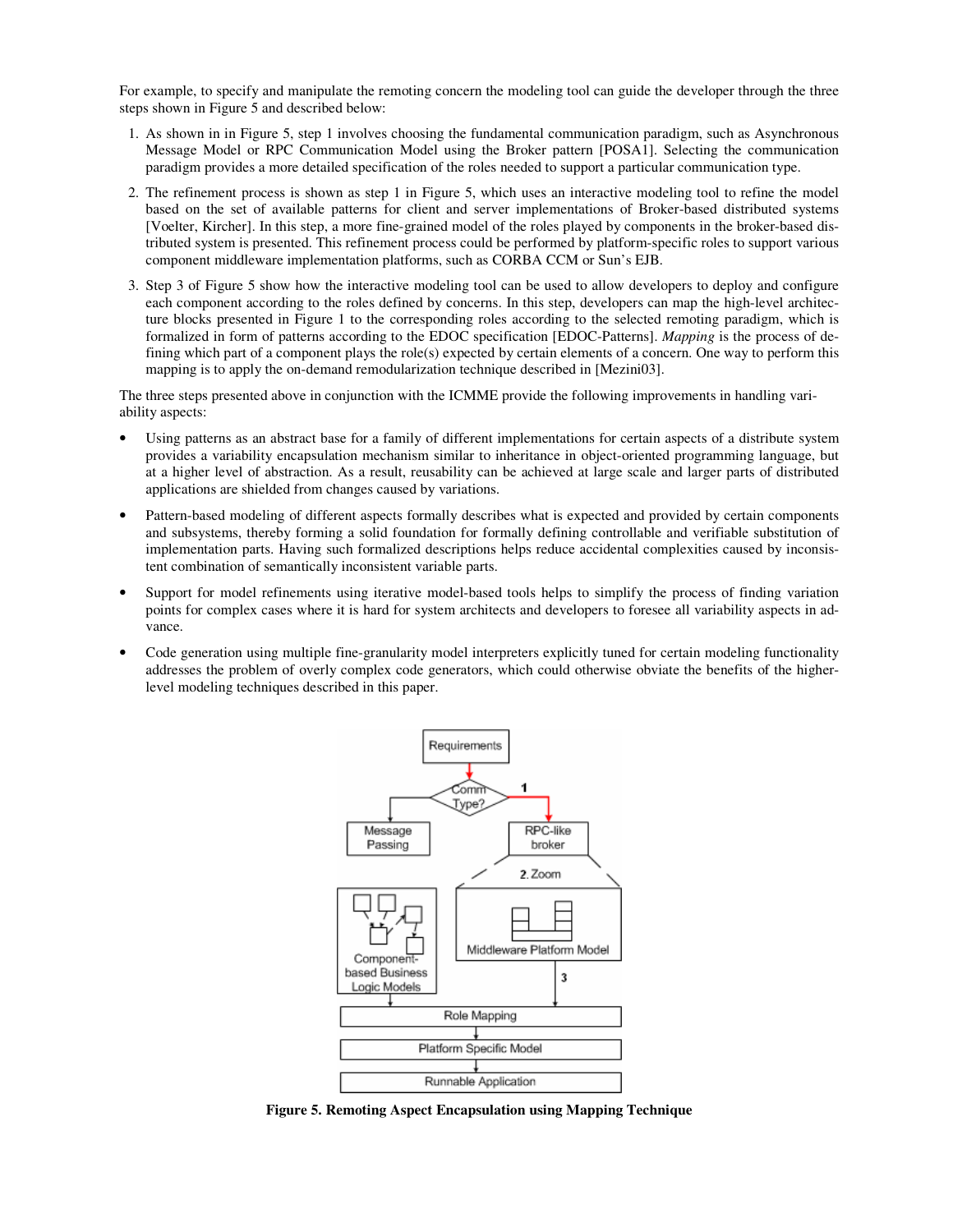For example, to specify and manipulate the remoting concern the modeling tool can guide the developer through the three steps shown in Figure 5 and described below:

1. As shown in in Figure 5, step 1 involves choosing the fundamental communication paradigm, such as Asynchronous Message Model or RPC Communication Model using the Broker pattern [POSA1]. Selecting the communication paradigm provides a more detailed specification of the roles needed to support a particular communication type.
2. The refinement process is shown as step 1 in Figure 5, which uses an interactive modeling tool to refine the model based on the set of available patterns for client and server implementations of Broker-based distributed systems [Voelter, Kircher]. In this step, a more fine-grained model of the roles played by components in the broker-based distributed system is presented. This refinement process could be performed by platform-specific roles to support various component middleware implementation platforms, such as CORBA CCM or Sun's EJB.
3. Step 3 of Figure 5 show how the interactive modeling tool can be used to allow developers to deploy and configure each component according to the roles defined by concerns. In this step, developers can map the high-level architecture blocks presented in Figure 1 to the corresponding roles according to the selected remoting paradigm, which is formalized in form of patterns according to the EDOC specification [EDOC-Patterns]. *Mapping* is the process of defining which part of a component plays the role(s) expected by certain elements of a concern. One way to perform this mapping is to apply the on-demand remodularization technique described in [Mezini03].

The three steps presented above in conjunction with the ICMME provide the following improvements in handling variability aspects:

- Using patterns as an abstract base for a family of different implementations for certain aspects of a distribute system provides a variability encapsulation mechanism similar to inheritance in object-oriented programming language, but at a higher level of abstraction. As a result, reusability can be achieved at large scale and larger parts of distributed applications are shielded from changes caused by variations.
- Pattern-based modeling of different aspects formally describes what is expected and provided by certain components and subsystems, thereby forming a solid foundation for formally defining controllable and verifiable substitution of implementation parts. Having such formalized descriptions helps reduce accidental complexities caused by inconsistent combination of semantically inconsistent variable parts.
- Support for model refinements using iterative model-based tools helps to simplify the process of finding variation points for complex cases where it is hard for system architects and developers to foresee all variability aspects in advance.
- Code generation using multiple fine-granularity model interpreters explicitly tuned for certain modeling functionality addresses the problem of overly complex code generators, which could otherwise obviate the benefits of the higher-level modeling techniques described in this paper.

Requirements
Comm Type?
1
Message Passing
RPC-like broker
2. Zoom
Component-based Business Logic Models
Middleware Platform Model
3
Role Mapping
Platform Specific Model
Runnable Application

**Figure 5. Remoting Aspect Encapsulation using Mapping Technique**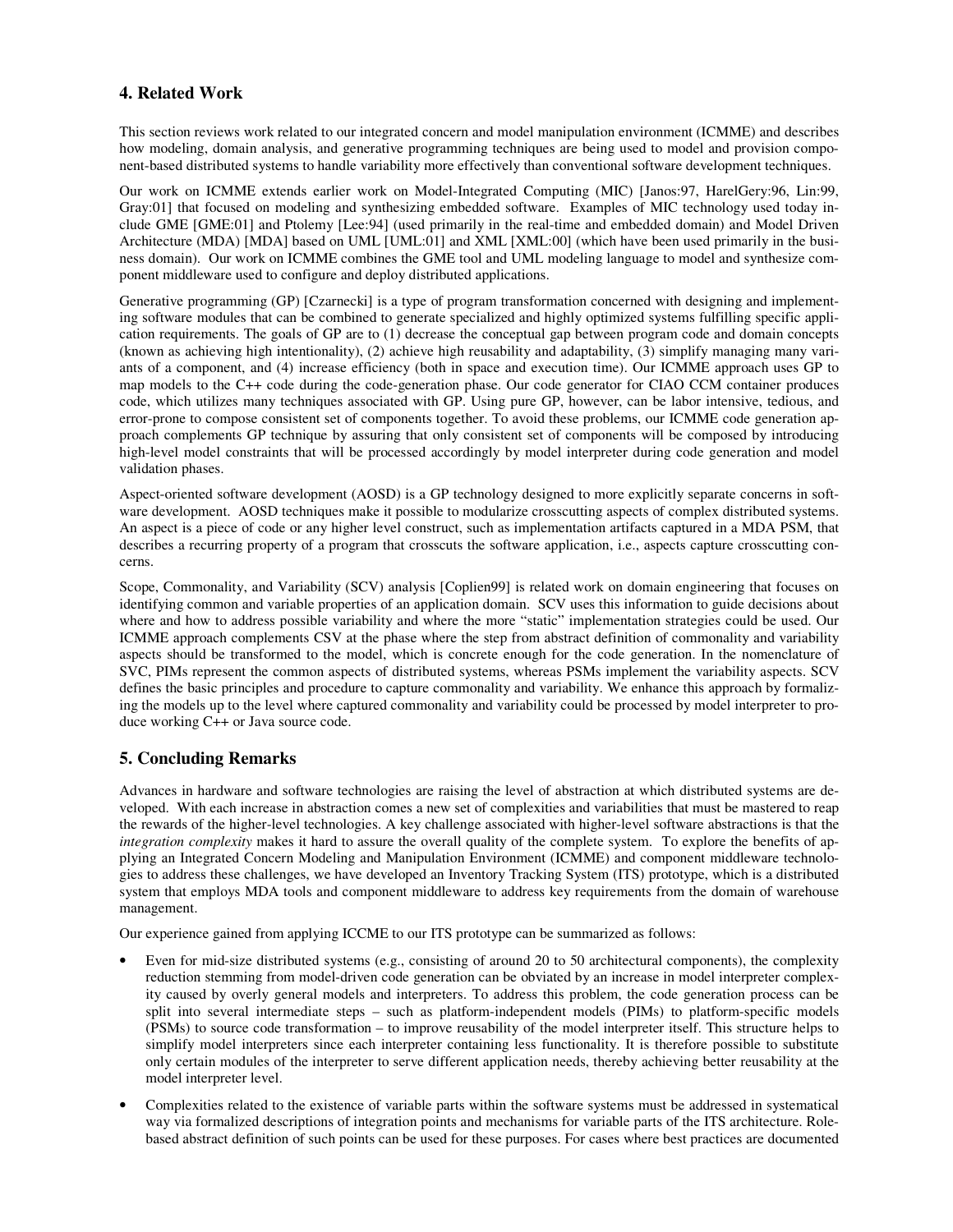## 4. Related Work

This section reviews work related to our integrated concern and model manipulation environment (ICMME) and describes how modeling, domain analysis, and generative programming techniques are being used to model and provision component-based distributed systems to handle variability more effectively than conventional software development techniques.

Our work on ICMME extends earlier work on Model-Integrated Computing (MIC) [Janos:97, HarelGery:96, Lin:99, Gray:01] that focused on modeling and synthesizing embedded software. Examples of MIC technology used today include GME [GME:01] and Ptolemy [Lee:94] (used primarily in the real-time and embedded domain) and Model Driven Architecture (MDA) [MDA] based on UML [UML:01] and XML [XML:00] (which have been used primarily in the business domain). Our work on ICMME combines the GME tool and UML modeling language to model and synthesize component middleware used to configure and deploy distributed applications.

Generative programming (GP) [Czarnecki] is a type of program transformation concerned with designing and implementing software modules that can be combined to generate specialized and highly optimized systems fulfilling specific application requirements. The goals of GP are to (1) decrease the conceptual gap between program code and domain concepts (known as achieving high intentionality), (2) achieve high reusability and adaptability, (3) simplify managing many variants of a component, and (4) increase efficiency (both in space and execution time). Our ICMME approach uses GP to map models to the C++ code during the code-generation phase. Our code generator for CIAO CCM container produces code, which utilizes many techniques associated with GP. Using pure GP, however, can be labor intensive, tedious, and error-prone to compose consistent set of components together. To avoid these problems, our ICMME code generation approach complements GP technique by assuring that only consistent set of components will be composed by introducing high-level model constraints that will be processed accordingly by model interpreter during code generation and model validation phases.

Aspect-oriented software development (AOSD) is a GP technology designed to more explicitly separate concerns in software development. AOSD techniques make it possible to modularize crosscutting aspects of complex distributed systems. An aspect is a piece of code or any higher level construct, such as implementation artifacts captured in a MDA PSM, that describes a recurring property of a program that crosscuts the software application, i.e., aspects capture crosscutting concerns.

Scope, Commonality, and Variability (SCV) analysis [Coplien99] is related work on domain engineering that focuses on identifying common and variable properties of an application domain. SCV uses this information to guide decisions about where and how to address possible variability and where the more "static" implementation strategies could be used. Our ICMME approach complements CSV at the phase where the step from abstract definition of commonality and variability aspects should be transformed to the model, which is concrete enough for the code generation. In the nomenclature of SVC, PIMs represent the common aspects of distributed systems, whereas PSMs implement the variability aspects. SCV defines the basic principles and procedure to capture commonality and variability. We enhance this approach by formalizing the models up to the level where captured commonality and variability could be processed by model interpreter to produce working C++ or Java source code.

## 5. Concluding Remarks

Advances in hardware and software technologies are raising the level of abstraction at which distributed systems are developed. With each increase in abstraction comes a new set of complexities and variabilities that must be mastered to reap the rewards of the higher-level technologies. A key challenge associated with higher-level software abstractions is that the *integration complexity* makes it hard to assure the overall quality of the complete system. To explore the benefits of applying an Integrated Concern Modeling and Manipulation Environment (ICMME) and component middleware technologies to address these challenges, we have developed an Inventory Tracking System (ITS) prototype, which is a distributed system that employs MDA tools and component middleware to address key requirements from the domain of warehouse management.

Our experience gained from applying ICCME to our ITS prototype can be summarized as follows:

- Even for mid-size distributed systems (e.g., consisting of around 20 to 50 architectural components), the complexity reduction stemming from model-driven code generation can be obviated by an increase in model interpreter complexity caused by overly general models and interpreters. To address this problem, the code generation process can be split into several intermediate steps – such as platform-independent models (PIMs) to platform-specific models (PSMs) to source code transformation – to improve reusability of the model interpreter itself. This structure helps to simplify model interpreters since each interpreter containing less functionality. It is therefore possible to substitute only certain modules of the interpreter to serve different application needs, thereby achieving better reusability at the model interpreter level.
- Complexities related to the existence of variable parts within the software systems must be addressed in systematical way via formalized descriptions of integration points and mechanisms for variable parts of the ITS architecture. Role-based abstract definition of such points can be used for these purposes. For cases where best practices are documented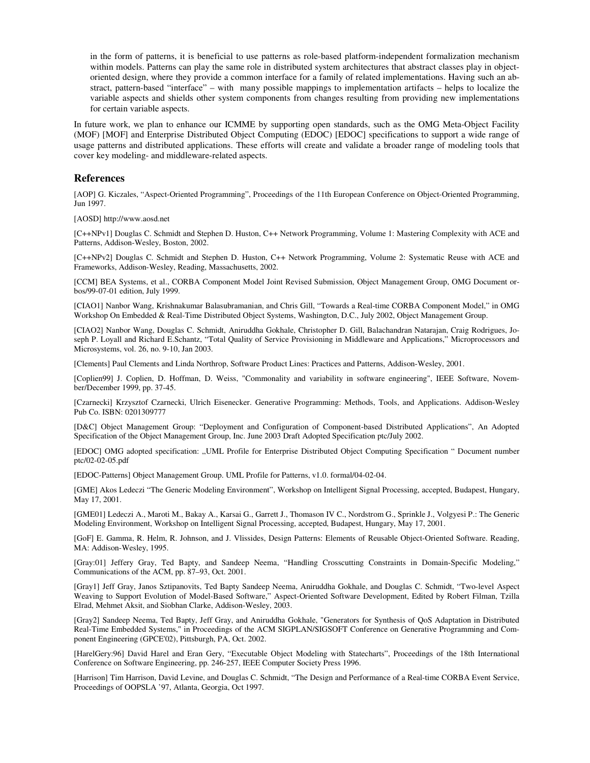in the form of patterns, it is beneficial to use patterns as role-based platform-independent formalization mechanism within models. Patterns can play the same role in distributed system architectures that abstract classes play in object-oriented design, where they provide a common interface for a family of related implementations. Having such an abstract, pattern-based "interface" – with many possible mappings to implementation artifacts – helps to localize the variable aspects and shields other system components from changes resulting from providing new implementations for certain variable aspects.

In future work, we plan to enhance our ICMME by supporting open standards, such as the OMG Meta-Object Facility (MOF) [MOF] and Enterprise Distributed Object Computing (EDOC) [EDOC] specifications to support a wide range of usage patterns and distributed applications. These efforts will create and validate a broader range of modeling tools that cover key modeling- and middleware-related aspects.

## References

[AOP] G. Kiczales, "Aspect-Oriented Programming", Proceedings of the 11th European Conference on Object-Oriented Programming, Jun 1997.

[AOSD] http://www.aosd.net

[C++NPv1] Douglas C. Schmidt and Stephen D. Huston, C++ Network Programming, Volume 1: Mastering Complexity with ACE and Patterns, Addison-Wesley, Boston, 2002.

[C++NPv2] Douglas C. Schmidt and Stephen D. Huston, C++ Network Programming, Volume 2: Systematic Reuse with ACE and Frameworks, Addison-Wesley, Reading, Massachusetts, 2002.

[CCM] BEA Systems, et al., CORBA Component Model Joint Revised Submission, Object Management Group, OMG Document orbos/99-07-01 edition, July 1999.

[CIAO1] Nanbor Wang, Krishnakumar Balasubramanian, and Chris Gill, "Towards a Real-time CORBA Component Model," in OMG Workshop On Embedded & Real-Time Distributed Object Systems, Washington, D.C., July 2002, Object Management Group.

[CIAO2] Nanbor Wang, Douglas C. Schmidt, Aniruddha Gokhale, Christopher D. Gill, Balachandran Natarajan, Craig Rodrigues, Joseph P. Loyall and Richard E.Schantz, "Total Quality of Service Provisioning in Middleware and Applications," Microprocessors and Microsystems, vol. 26, no. 9-10, Jan 2003.

[Clements] Paul Clements and Linda Northrop, Software Product Lines: Practices and Patterns, Addison-Wesley, 2001.

[Coplien99] J. Coplien, D. Hoffman, D. Weiss, "Commonality and variability in software engineering", IEEE Software, November/December 1999, pp. 37-45.

[Czarnecki] Krzysztof Czarnecki, Ulrich Eisenecker. Generative Programming: Methods, Tools, and Applications. Addison-Wesley Pub Co. ISBN: 0201309777

[D&C] Object Management Group: "Deployment and Configuration of Component-based Distributed Applications", An Adopted Specification of the Object Management Group, Inc. June 2003 Draft Adopted Specification ptc/July 2002.

[EDOC] OMG adopted specification: „UML Profile for Enterprise Distributed Object Computing Specification " Document number ptc/02-02-05.pdf

[EDOC-Patterns] Object Management Group. UML Profile for Patterns, v1.0. formal/04-02-04.

[GME] Akos Ledeczi "The Generic Modeling Environment", Workshop on Intelligent Signal Processing, accepted, Budapest, Hungary, May 17, 2001.

[GME01] Ledeczi A., Maroti M., Bakay A., Karsai G., Garrett J., Thomason IV C., Nordstrom G., Sprinkle J., Volgyesi P.: The Generic Modeling Environment, Workshop on Intelligent Signal Processing, accepted, Budapest, Hungary, May 17, 2001.

[GoF] E. Gamma, R. Helm, R. Johnson, and J. Vlissides, Design Patterns: Elements of Reusable Object-Oriented Software. Reading, MA: Addison-Wesley, 1995.

[Gray:01] Jeffery Gray, Ted Bapty, and Sandeep Neema, "Handling Crosscutting Constraints in Domain-Specific Modeling," Communications of the ACM, pp. 87–93, Oct. 2001.

[Gray1] Jeff Gray, Janos Sztipanovits, Ted Bapty Sandeep Neema, Aniruddha Gokhale, and Douglas C. Schmidt, "Two-level Aspect Weaving to Support Evolution of Model-Based Software," Aspect-Oriented Software Development, Edited by Robert Filman, Tzilla Elrad, Mehmet Aksit, and Siobhan Clarke, Addison-Wesley, 2003.

[Gray2] Sandeep Neema, Ted Bapty, Jeff Gray, and Aniruddha Gokhale, "Generators for Synthesis of QoS Adaptation in Distributed Real-Time Embedded Systems," in Proceedings of the ACM SIGPLAN/SIGSOFT Conference on Generative Programming and Component Engineering (GPCE'02), Pittsburgh, PA, Oct. 2002.

[HarelGery:96] David Harel and Eran Gery, "Executable Object Modeling with Statecharts", Proceedings of the 18th International Conference on Software Engineering, pp. 246-257, IEEE Computer Society Press 1996.

[Harrison] Tim Harrison, David Levine, and Douglas C. Schmidt, "The Design and Performance of a Real-time CORBA Event Service, Proceedings of OOPSLA '97, Atlanta, Georgia, Oct 1997.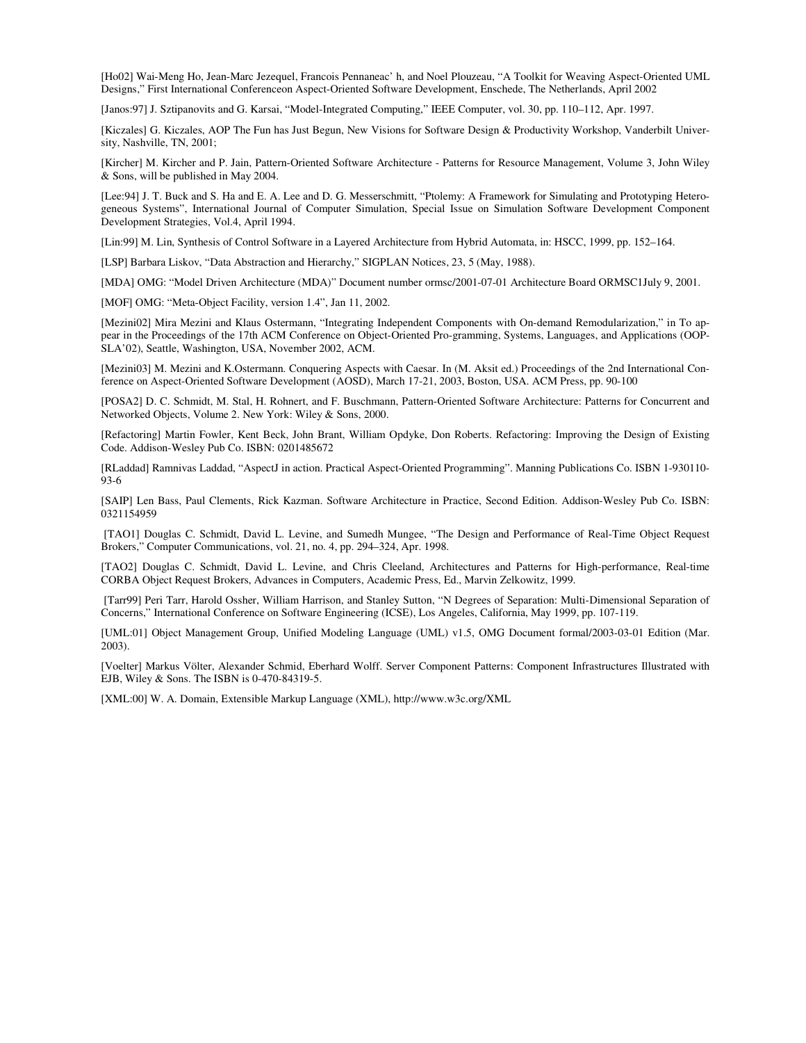[Ho02] Wai-Meng Ho, Jean-Marc Jezequel, Francois Pennaneac' h, and Noel Plouzeau, "A Toolkit for Weaving Aspect-Oriented UML Designs," First International Conferenceon Aspect-Oriented Software Development, Enschede, The Netherlands, April 2002

[Janos:97] J. Sztipanovits and G. Karsai, "Model-Integrated Computing," IEEE Computer, vol. 30, pp. 110–112, Apr. 1997.

[Kiczales] G. Kiczales, AOP The Fun has Just Begun, New Visions for Software Design & Productivity Workshop, Vanderbilt University, Nashville, TN, 2001;

[Kircher] M. Kircher and P. Jain, Pattern-Oriented Software Architecture - Patterns for Resource Management, Volume 3, John Wiley & Sons, will be published in May 2004.

[Lee:94] J. T. Buck and S. Ha and E. A. Lee and D. G. Messerschmitt, "Ptolemy: A Framework for Simulating and Prototyping Heterogeneous Systems", International Journal of Computer Simulation, Special Issue on Simulation Software Development Component Development Strategies, Vol.4, April 1994.

[Lin:99] M. Lin, Synthesis of Control Software in a Layered Architecture from Hybrid Automata, in: HSCC, 1999, pp. 152–164.

[LSP] Barbara Liskov, "Data Abstraction and Hierarchy," SIGPLAN Notices, 23, 5 (May, 1988).

[MDA] OMG: "Model Driven Architecture (MDA)" Document number ormsc/2001-07-01 Architecture Board ORMSC1July 9, 2001.

[MOF] OMG: "Meta-Object Facility, version 1.4", Jan 11, 2002.

[Mezini02] Mira Mezini and Klaus Ostermann, "Integrating Independent Components with On-demand Remodularization," in To appear in the Proceedings of the 17th ACM Conference on Object-Oriented Pro-gramming, Systems, Languages, and Applications (OOPSLA'02), Seattle, Washington, USA, November 2002, ACM.

[Mezini03] M. Mezini and K.Ostermann. Conquering Aspects with Caesar. In (M. Aksit ed.) Proceedings of the 2nd International Conference on Aspect-Oriented Software Development (AOSD), March 17-21, 2003, Boston, USA. ACM Press, pp. 90-100

[POSA2] D. C. Schmidt, M. Stal, H. Rohnert, and F. Buschmann, Pattern-Oriented Software Architecture: Patterns for Concurrent and Networked Objects, Volume 2. New York: Wiley & Sons, 2000.

[Refactoring] Martin Fowler, Kent Beck, John Brant, William Opdyke, Don Roberts. Refactoring: Improving the Design of Existing Code. Addison-Wesley Pub Co. ISBN: 0201485672

[RLaddad] Ramnivas Laddad, "AspectJ in action. Practical Aspect-Oriented Programming". Manning Publications Co. ISBN 1-930110-93-6

[SAIP] Len Bass, Paul Clements, Rick Kazman. Software Architecture in Practice, Second Edition. Addison-Wesley Pub Co. ISBN: 0321154959

[TAO1] Douglas C. Schmidt, David L. Levine, and Sumedh Mungee, "The Design and Performance of Real-Time Object Request Brokers," Computer Communications, vol. 21, no. 4, pp. 294–324, Apr. 1998.

[TAO2] Douglas C. Schmidt, David L. Levine, and Chris Cleeland, Architectures and Patterns for High-performance, Real-time CORBA Object Request Brokers, Advances in Computers, Academic Press, Ed., Marvin Zelkowitz, 1999.

[Tarr99] Peri Tarr, Harold Ossher, William Harrison, and Stanley Sutton, "N Degrees of Separation: Multi-Dimensional Separation of Concerns," International Conference on Software Engineering (ICSE), Los Angeles, California, May 1999, pp. 107-119.

[UML:01] Object Management Group, Unified Modeling Language (UML) v1.5, OMG Document formal/2003-03-01 Edition (Mar. 2003).

[Voelter] Markus Völter, Alexander Schmid, Eberhard Wolff. Server Component Patterns: Component Infrastructures Illustrated with EJB, Wiley & Sons. The ISBN is 0-470-84319-5.

[XML:00] W. A. Domain, Extensible Markup Language (XML), http://www.w3c.org/XML